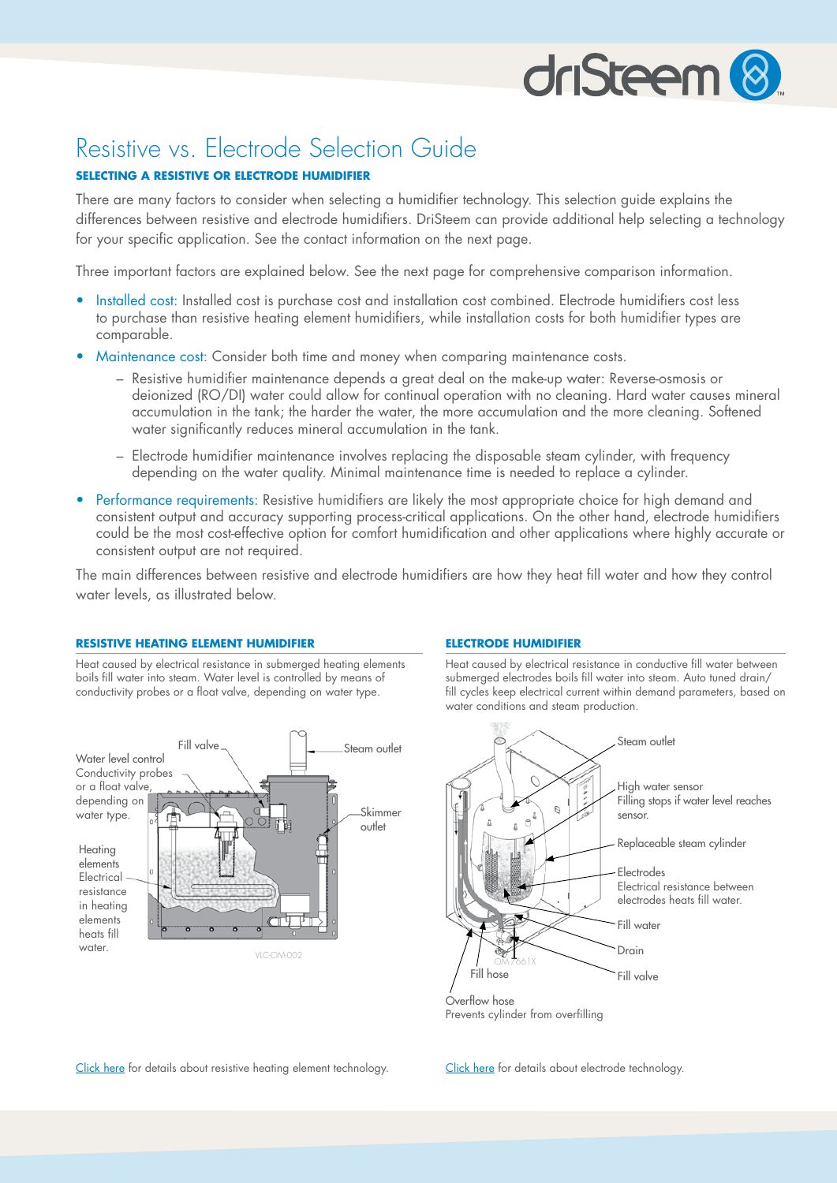# Resistive vs. Electrode Selection Guide

**SELECTING A RESISTIVE OR ELECTRODE HUMIDIFIER**

There are many factors to consider when selecting a humidifier technology. This selection guide explains the differences between resistive and electrode humidifiers. DriSteem can provide additional help selecting a technology for your specific application. See the contact information on the next page.

Three important factors are explained below. See the next page for comprehensive comparison information.

- Installed cost: Installed cost is purchase cost and installation cost combined. Electrode humidifiers cost less to purchase than resistive heating element humidifiers, while installation costs for both humidifier types are comparable.
- Maintenance cost: Consider both time and money when comparing maintenance costs.
  - Resistive humidifier maintenance depends a great deal on the make-up water: Reverse-osmosis or deionized (RO/DI) water could allow for continual operation with no cleaning. Hard water causes mineral accumulation in the tank; the harder the water, the more accumulation and the more cleaning. Softened water significantly reduces mineral accumulation in the tank.
  - Electrode humidifier maintenance involves replacing the disposable steam cylinder, with frequency depending on the water quality. Minimal maintenance time is needed to replace a cylinder.
- Performance requirements: Resistive humidifiers are likely the most appropriate choice for high demand and consistent output and accuracy supporting process-critical applications. On the other hand, electrode humidifiers could be the most cost-effective option for comfort humidification and other applications where highly accurate or consistent output are not required.

The main differences between resistive and electrode humidifiers are how they heat fill water and how they control water levels, as illustrated below.

## RESISTIVE HEATING ELEMENT HUMIDIFIER

Heat caused by electrical resistance in submerged heating elements boils fill water into steam. Water level is controlled by means of conductivity probes or a float valve, depending on water type.

Fill valve

Steam outlet

Water level control
Conductivity probes or a float valve, depending on water type.

Skimmer outlet

Heating elements
Electrical resistance in heating elements heats fill water.

VLC-OM-002

Click here for details about resistive heating element technology.

## ELECTRODE HUMIDIFIER

Heat caused by electrical resistance in conductive fill water between submerged electrodes boils fill water into steam. Auto tuned drain/fill cycles keep electrical current within demand parameters, based on water conditions and steam production.

Steam outlet

High water sensor
Filling stops if water level reaches sensor.

Replaceable steam cylinder

Electrodes
Electrical resistance between electrodes heats fill water.

Fill water

Drain

Fill valve

Fill hose

Overflow hose
Prevents cylinder from overfilling

OM-7661X

Click here for details about electrode technology.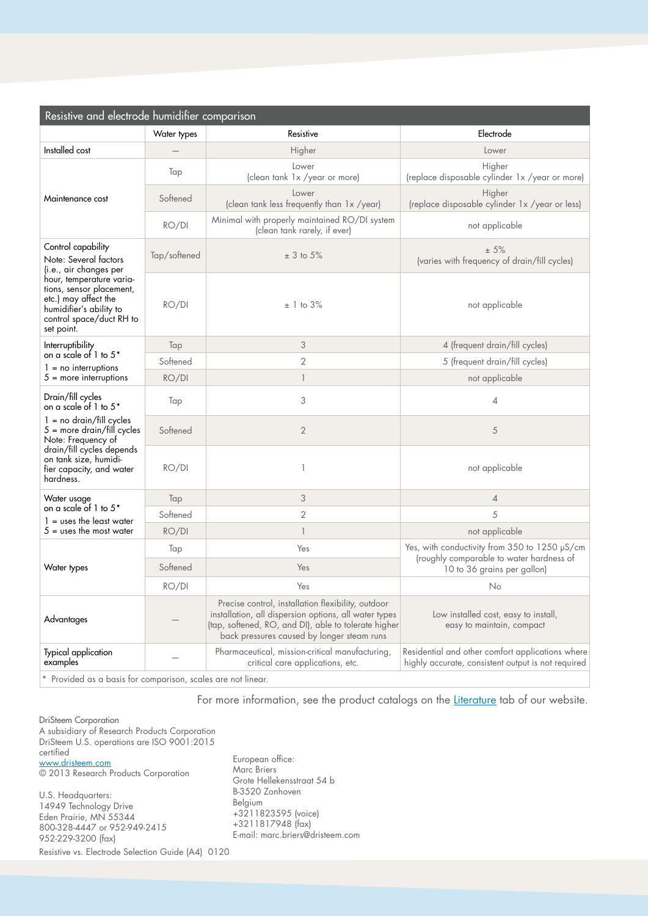## Resistive and electrode humidifier comparison

| | Water types | Resistive | Electrode |
|---|---|---|---|
| Installed cost | — | Higher | Lower |
| Maintenance cost | Tap | Lower (clean tank 1x /year or more) | Higher (replace disposable cylinder 1x /year or more) |
| | Softened | Lower (clean tank less frequently than 1x /year) | Higher (replace disposable cylinder 1x /year or less) |
| | RO/DI | Minimal with properly maintained RO/DI system (clean tank rarely, if ever) | not applicable |
| Control capability Note: Several factors (i.e., air changes per hour, temperature variations, sensor placement, etc.) may affect the humidifier's ability to control space/duct RH to set point. | Tap/softened | ± 3 to 5% | ± 5% (varies with frequency of drain/fill cycles) |
| | RO/DI | ± 1 to 3% | not applicable |
| Interruptibility on a scale of 1 to 5* 1 = no interruptions 5 = more interruptions | Tap | 3 | 4 (frequent drain/fill cycles) |
| | Softened | 2 | 5 (frequent drain/fill cycles) |
| | RO/DI | 1 | not applicable |
| Drain/fill cycles on a scale of 1 to 5* 1 = no drain/fill cycles 5 = more drain/fill cycles Note: Frequency of drain/fill cycles depends on tank size, humidifier capacity, and water hardness. | Tap | 3 | 4 |
| | Softened | 2 | 5 |
| | RO/DI | 1 | not applicable |
| Water usage on a scale of 1 to 5* 1 = uses the least water 5 = uses the most water | Tap | 3 | 4 |
| | Softened | 2 | 5 |
| | RO/DI | 1 | not applicable |
| Water types | Tap | Yes | Yes, with conductivity from 350 to 1250 μS/cm (roughly comparable to water hardness of 10 to 36 grains per gallon) |
| | Softened | Yes | |
| | RO/DI | Yes | No |
| Advantages | — | Precise control, installation flexibility, outdoor installation, all dispersion options, all water types (tap, softened, RO, and DI), able to tolerate higher back pressures caused by longer steam runs | Low installed cost, easy to install, easy to maintain, compact |
| Typical application examples | — | Pharmaceutical, mission-critical manufacturing, critical care applications, etc. | Residential and other comfort applications where highly accurate, consistent output is not required |

\* Provided as a basis for comparison, scales are not linear.

For more information, see the product catalogs on the Literature tab of our website.

DriSteem Corporation
A subsidiary of Research Products Corporation
DriSteem U.S. operations are ISO 9001:2015 certified
www.dristeem.com
© 2013 Research Products Corporation

U.S. Headquarters:
14949 Technology Drive
Eden Prairie, MN 55344
800-328-4447 or 952-949-2415
952-229-3200 (fax)

European office:
Marc Briers
Grote Hellekensstraat 54 b
B-3520 Zonhoven
Belgium
+3211823595 (voice)
+3211817948 (fax)
E-mail: marc.briers@dristeem.com

Resistive vs. Electrode Selection Guide (A4) 0120